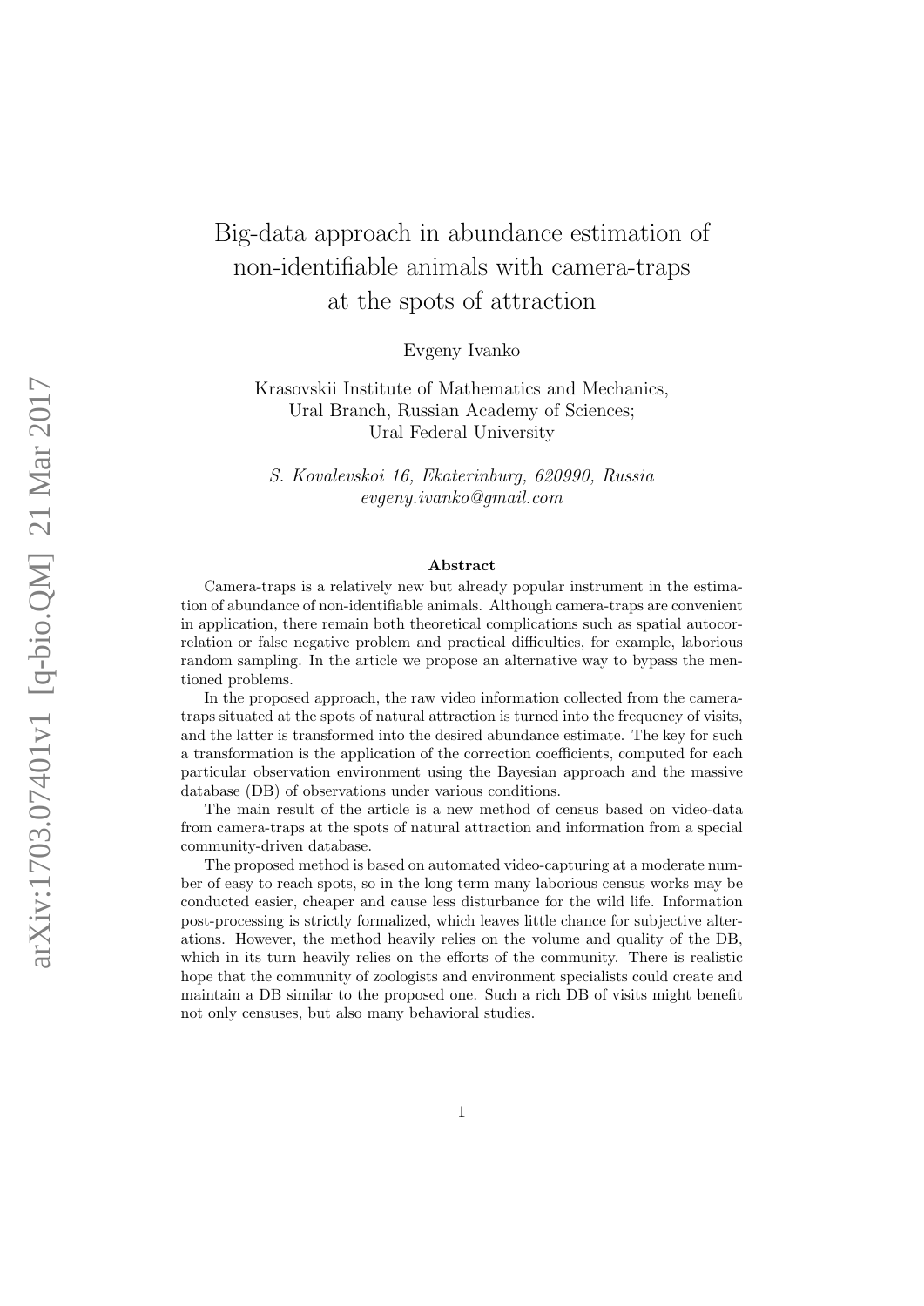# Big-data approach in abundance estimation of non-identifiable animals with camera-traps at the spots of attraction

Evgeny Ivanko

Krasovskii Institute of Mathematics and Mechanics,
Ural Branch, Russian Academy of Sciences;
Ural Federal University

*S. Kovalevskoi 16, Ekaterinburg, 620990, Russia*
*evgeny.ivanko@gmail.com*

## Abstract

Camera-traps is a relatively new but already popular instrument in the estimation of abundance of non-identifiable animals. Although camera-traps are convenient in application, there remain both theoretical complications such as spatial autocorrelation or false negative problem and practical difficulties, for example, laborious random sampling. In the article we propose an alternative way to bypass the mentioned problems.

In the proposed approach, the raw video information collected from the camera-traps situated at the spots of natural attraction is turned into the frequency of visits, and the latter is transformed into the desired abundance estimate. The key for such a transformation is the application of the correction coefficients, computed for each particular observation environment using the Bayesian approach and the massive database (DB) of observations under various conditions.

The main result of the article is a new method of census based on video-data from camera-traps at the spots of natural attraction and information from a special community-driven database.

The proposed method is based on automated video-capturing at a moderate number of easy to reach spots, so in the long term many laborious census works may be conducted easier, cheaper and cause less disturbance for the wild life. Information post-processing is strictly formalized, which leaves little chance for subjective alterations. However, the method heavily relies on the volume and quality of the DB, which in its turn heavily relies on the efforts of the community. There is realistic hope that the community of zoologists and environment specialists could create and maintain a DB similar to the proposed one. Such a rich DB of visits might benefit not only censuses, but also many behavioral studies.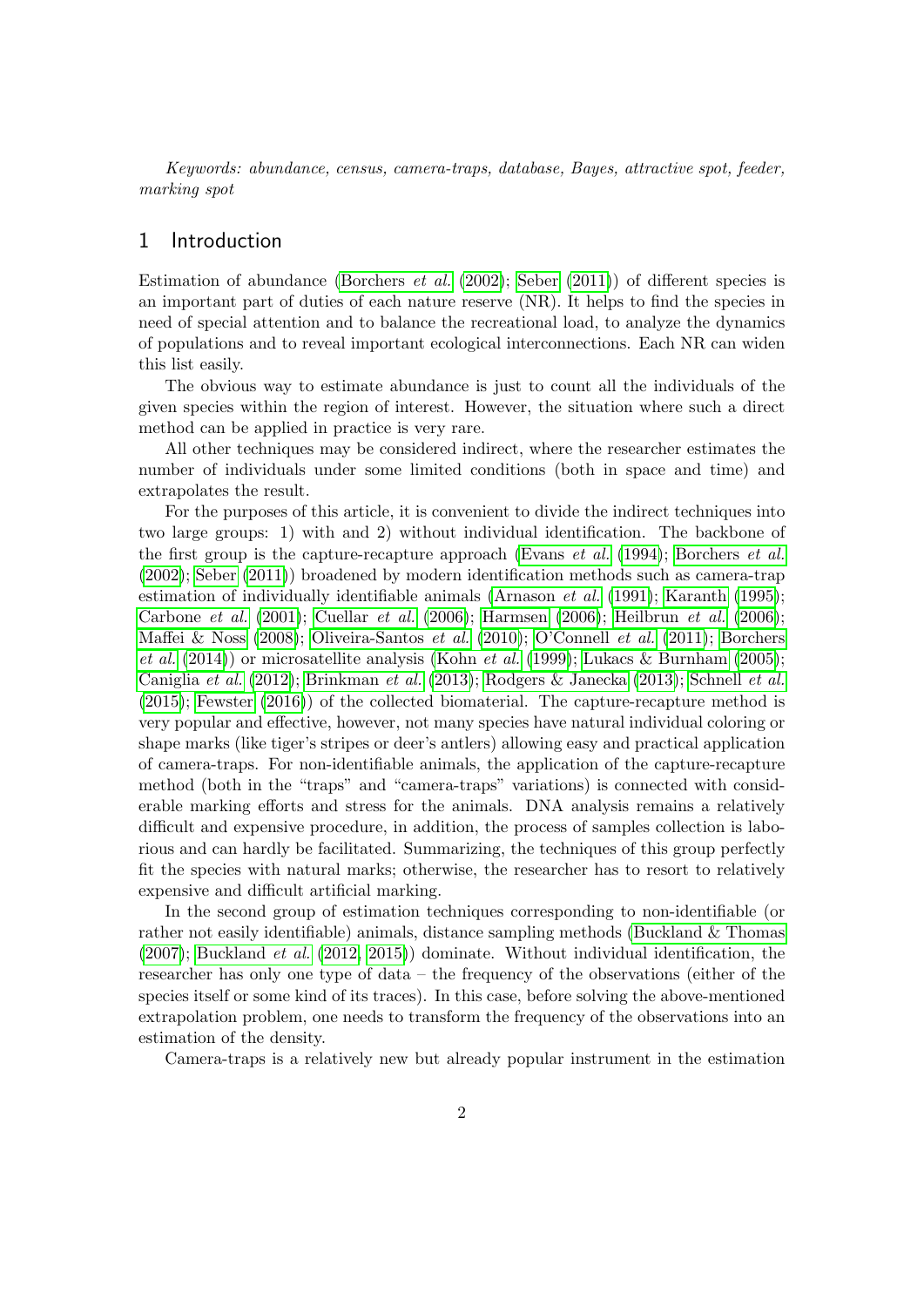*Keywords: abundance, census, camera-traps, database, Bayes, attractive spot, feeder, marking spot*

## 1 Introduction

Estimation of abundance (Borchers *et al.* (2002); Seber (2011)) of different species is an important part of duties of each nature reserve (NR). It helps to find the species in need of special attention and to balance the recreational load, to analyze the dynamics of populations and to reveal important ecological interconnections. Each NR can widen this list easily.

The obvious way to estimate abundance is just to count all the individuals of the given species within the region of interest. However, the situation where such a direct method can be applied in practice is very rare.

All other techniques may be considered indirect, where the researcher estimates the number of individuals under some limited conditions (both in space and time) and extrapolates the result.

For the purposes of this article, it is convenient to divide the indirect techniques into two large groups: 1) with and 2) without individual identification. The backbone of the first group is the capture-recapture approach (Evans *et al.* (1994); Borchers *et al.* (2002); Seber (2011)) broadened by modern identification methods such as camera-trap estimation of individually identifiable animals (Arnason *et al.* (1991); Karanth (1995); Carbone *et al.* (2001); Cuellar *et al.* (2006); Harmsen (2006); Heilbrun *et al.* (2006); Maffei & Noss (2008); Oliveira-Santos *et al.* (2010); O'Connell *et al.* (2011); Borchers *et al.* (2014)) or microsatellite analysis (Kohn *et al.* (1999); Lukacs & Burnham (2005); Caniglia *et al.* (2012); Brinkman *et al.* (2013); Rodgers & Janecka (2013); Schnell *et al.* (2015); Fewster (2016)) of the collected biomaterial. The capture-recapture method is very popular and effective, however, not many species have natural individual coloring or shape marks (like tiger's stripes or deer's antlers) allowing easy and practical application of camera-traps. For non-identifiable animals, the application of the capture-recapture method (both in the "traps" and "camera-traps" variations) is connected with considerable marking efforts and stress for the animals. DNA analysis remains a relatively difficult and expensive procedure, in addition, the process of samples collection is laborious and can hardly be facilitated. Summarizing, the techniques of this group perfectly fit the species with natural marks; otherwise, the researcher has to resort to relatively expensive and difficult artificial marking.

In the second group of estimation techniques corresponding to non-identifiable (or rather not easily identifiable) animals, distance sampling methods (Buckland & Thomas (2007); Buckland *et al.* (2012, 2015)) dominate. Without individual identification, the researcher has only one type of data – the frequency of the observations (either of the species itself or some kind of its traces). In this case, before solving the above-mentioned extrapolation problem, one needs to transform the frequency of the observations into an estimation of the density.

Camera-traps is a relatively new but already popular instrument in the estimation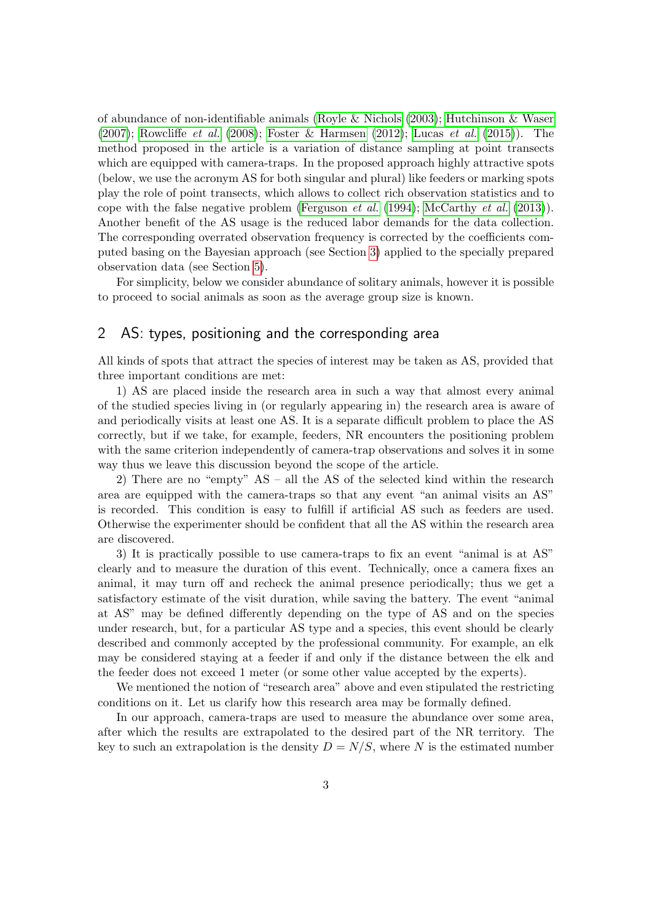of abundance of non-identifiable animals (Royle & Nichols (2003); Hutchinson & Waser (2007); Rowcliffe *et al.* (2008); Foster & Harmsen (2012); Lucas *et al.* (2015)). The method proposed in the article is a variation of distance sampling at point transects which are equipped with camera-traps. In the proposed approach highly attractive spots (below, we use the acronym AS for both singular and plural) like feeders or marking spots play the role of point transects, which allows to collect rich observation statistics and to cope with the false negative problem (Ferguson *et al.* (1994); McCarthy *et al.* (2013)). Another benefit of the AS usage is the reduced labor demands for the data collection. The corresponding overrated observation frequency is corrected by the coefficients computed basing on the Bayesian approach (see Section 3) applied to the specially prepared observation data (see Section 5).

For simplicity, below we consider abundance of solitary animals, however it is possible to proceed to social animals as soon as the average group size is known.

## 2 AS: types, positioning and the corresponding area

All kinds of spots that attract the species of interest may be taken as AS, provided that three important conditions are met:

1) AS are placed inside the research area in such a way that almost every animal of the studied species living in (or regularly appearing in) the research area is aware of and periodically visits at least one AS. It is a separate difficult problem to place the AS correctly, but if we take, for example, feeders, NR encounters the positioning problem with the same criterion independently of camera-trap observations and solves it in some way thus we leave this discussion beyond the scope of the article.

2) There are no "empty" AS – all the AS of the selected kind within the research area are equipped with the camera-traps so that any event "an animal visits an AS" is recorded. This condition is easy to fulfill if artificial AS such as feeders are used. Otherwise the experimenter should be confident that all the AS within the research area are discovered.

3) It is practically possible to use camera-traps to fix an event "animal is at AS" clearly and to measure the duration of this event. Technically, once a camera fixes an animal, it may turn off and recheck the animal presence periodically; thus we get a satisfactory estimate of the visit duration, while saving the battery. The event "animal at AS" may be defined differently depending on the type of AS and on the species under research, but, for a particular AS type and a species, this event should be clearly described and commonly accepted by the professional community. For example, an elk may be considered staying at a feeder if and only if the distance between the elk and the feeder does not exceed 1 meter (or some other value accepted by the experts).

We mentioned the notion of "research area" above and even stipulated the restricting conditions on it. Let us clarify how this research area may be formally defined.

In our approach, camera-traps are used to measure the abundance over some area, after which the results are extrapolated to the desired part of the NR territory. The key to such an extrapolation is the density $D = N/S$, where $N$ is the estimated number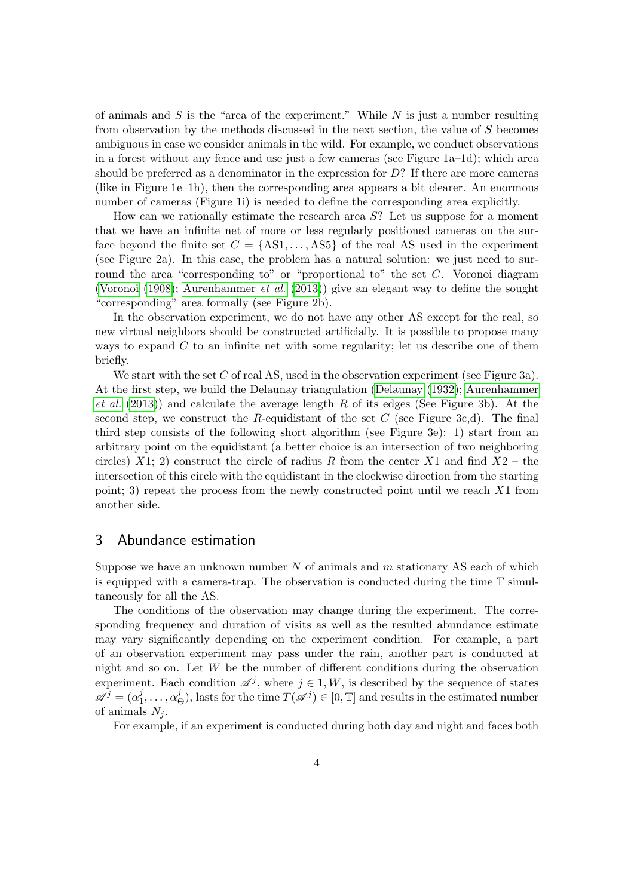of animals and $S$ is the "area of the experiment." While $N$ is just a number resulting from observation by the methods discussed in the next section, the value of $S$ becomes ambiguous in case we consider animals in the wild. For example, we conduct observations in a forest without any fence and use just a few cameras (see Figure 1a–1d); which area should be preferred as a denominator in the expression for $D$? If there are more cameras (like in Figure 1e–1h), then the corresponding area appears a bit clearer. An enormous number of cameras (Figure 1i) is needed to define the corresponding area explicitly.

How can we rationally estimate the research area $S$? Let us suppose for a moment that we have an infinite net of more or less regularly positioned cameras on the surface beyond the finite set $C = \{\mathrm{AS1}, \ldots, \mathrm{AS5}\}$ of the real AS used in the experiment (see Figure 2a). In this case, the problem has a natural solution: we just need to surround the area "corresponding to" or "proportional to" the set $C$. Voronoi diagram (Voronoi (1908); Aurenhammer *et al.* (2013)) give an elegant way to define the sought "corresponding" area formally (see Figure 2b).

In the observation experiment, we do not have any other AS except for the real, so new virtual neighbors should be constructed artificially. It is possible to propose many ways to expand $C$ to an infinite net with some regularity; let us describe one of them briefly.

We start with the set $C$ of real AS, used in the observation experiment (see Figure 3a). At the first step, we build the Delaunay triangulation (Delaunay (1932); Aurenhammer *et al.* (2013)) and calculate the average length $R$ of its edges (See Figure 3b). At the second step, we construct the $R$-equidistant of the set $C$ (see Figure 3c,d). The final third step consists of the following short algorithm (see Figure 3e): 1) start from an arbitrary point on the equidistant (a better choice is an intersection of two neighboring circles) $X1$; 2) construct the circle of radius $R$ from the center $X1$ and find $X2$ – the intersection of this circle with the equidistant in the clockwise direction from the starting point; 3) repeat the process from the newly constructed point until we reach $X1$ from another side.

## 3 Abundance estimation

Suppose we have an unknown number $N$ of animals and $m$ stationary AS each of which is equipped with a camera-trap. The observation is conducted during the time $\mathbb{T}$ simultaneously for all the AS.

The conditions of the observation may change during the experiment. The corresponding frequency and duration of visits as well as the resulted abundance estimate may vary significantly depending on the experiment condition. For example, a part of an observation experiment may pass under the rain, another part is conducted at night and so on. Let $W$ be the number of different conditions during the observation experiment. Each condition $\mathscr{A}^j$, where $j \in \overline{1, W}$, is described by the sequence of states $\mathscr{A}^j = (\alpha_1^j, \ldots, \alpha_\Theta^j)$, lasts for the time $T(\mathscr{A}^j) \in [0, \mathbb{T}]$ and results in the estimated number of animals $N_j$.

For example, if an experiment is conducted during both day and night and faces both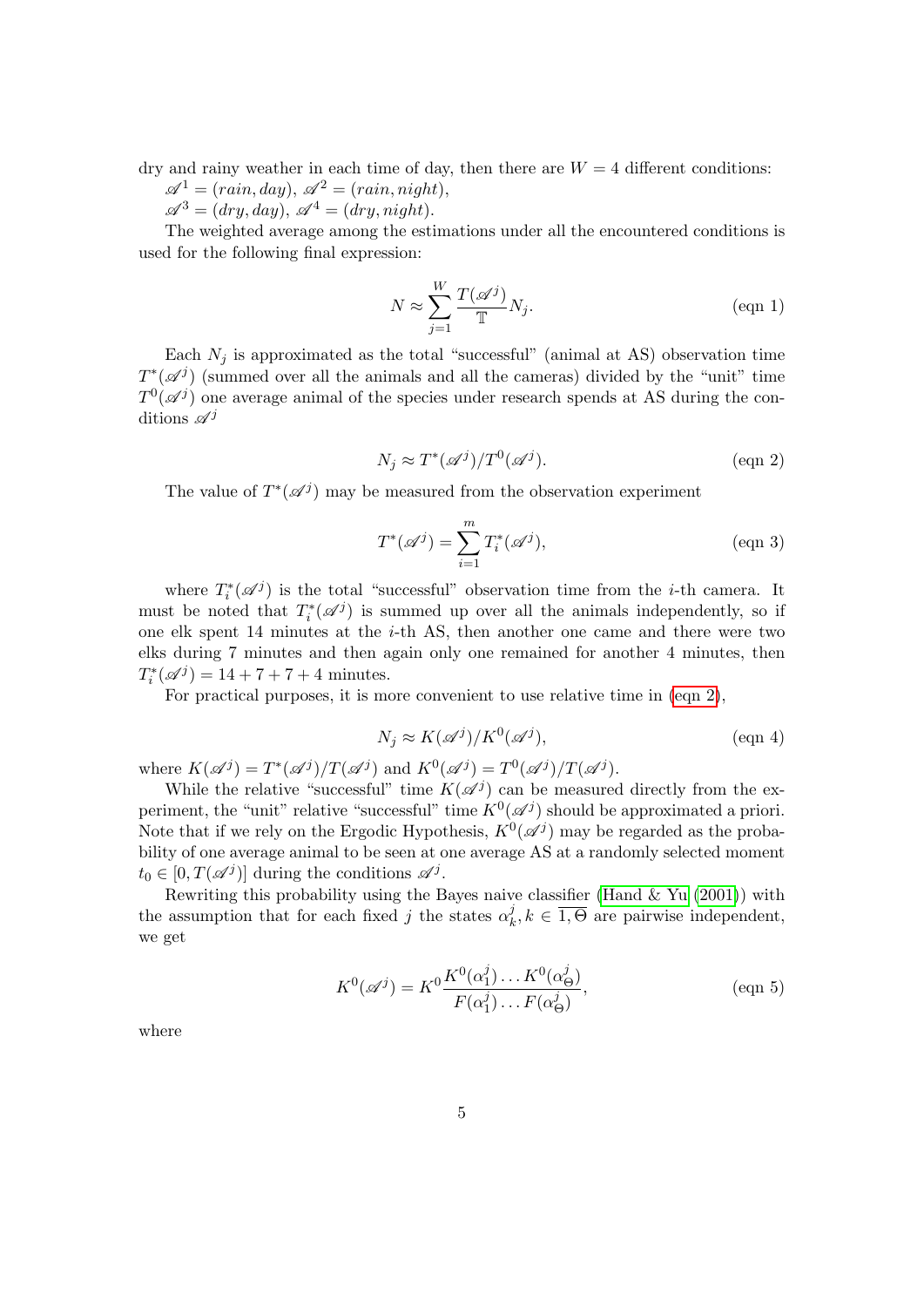dry and rainy weather in each time of day, then there are $W = 4$ different conditions:
$\mathscr{A}^1 = (rain, day)$, $\mathscr{A}^2 = (rain, night)$,
$\mathscr{A}^3 = (dry, day)$, $\mathscr{A}^4 = (dry, night)$.

The weighted average among the estimations under all the encountered conditions is used for the following final expression:

$$N \approx \sum_{j=1}^{W} \frac{T(\mathscr{A}^j)}{\mathbb{T}} N_j. \qquad \text{(eqn 1)}$$

Each $N_j$ is approximated as the total "successful" (animal at AS) observation time $T^*(\mathscr{A}^j)$ (summed over all the animals and all the cameras) divided by the "unit" time $T^0(\mathscr{A}^j)$ one average animal of the species under research spends at AS during the conditions $\mathscr{A}^j$

$$N_j \approx T^*(\mathscr{A}^j)/T^0(\mathscr{A}^j). \qquad \text{(eqn 2)}$$

The value of $T^*(\mathscr{A}^j)$ may be measured from the observation experiment

$$T^*(\mathscr{A}^j) = \sum_{i=1}^{m} T_i^*(\mathscr{A}^j), \qquad \text{(eqn 3)}$$

where $T_i^*(\mathscr{A}^j)$ is the total "successful" observation time from the $i$-th camera. It must be noted that $T_i^*(\mathscr{A}^j)$ is summed up over all the animals independently, so if one elk spent 14 minutes at the $i$-th AS, then another one came and there were two elks during 7 minutes and then again only one remained for another 4 minutes, then $T_i^*(\mathscr{A}^j) = 14 + 7 + 7 + 4$ minutes.

For practical purposes, it is more convenient to use relative time in (eqn 2),

$$N_j \approx K(\mathscr{A}^j)/K^0(\mathscr{A}^j), \qquad \text{(eqn 4)}$$

where $K(\mathscr{A}^j) = T^*(\mathscr{A}^j)/T(\mathscr{A}^j)$ and $K^0(\mathscr{A}^j) = T^0(\mathscr{A}^j)/T(\mathscr{A}^j)$.

While the relative "successful" time $K(\mathscr{A}^j)$ can be measured directly from the experiment, the "unit" relative "successful" time $K^0(\mathscr{A}^j)$ should be approximated a priori. Note that if we rely on the Ergodic Hypothesis, $K^0(\mathscr{A}^j)$ may be regarded as the probability of one average animal to be seen at one average AS at a randomly selected moment $t_0 \in [0, T(\mathscr{A}^j)]$ during the conditions $\mathscr{A}^j$.

Rewriting this probability using the Bayes naive classifier (Hand & Yu (2001)) with the assumption that for each fixed $j$ the states $\alpha_k^j, k \in \overline{1, \Theta}$ are pairwise independent, we get

$$K^0(\mathscr{A}^j) = K^0 \frac{K^0(\alpha_1^j) \dots K^0(\alpha_\Theta^j)}{F(\alpha_1^j) \dots F(\alpha_\Theta^j)}, \qquad \text{(eqn 5)}$$

where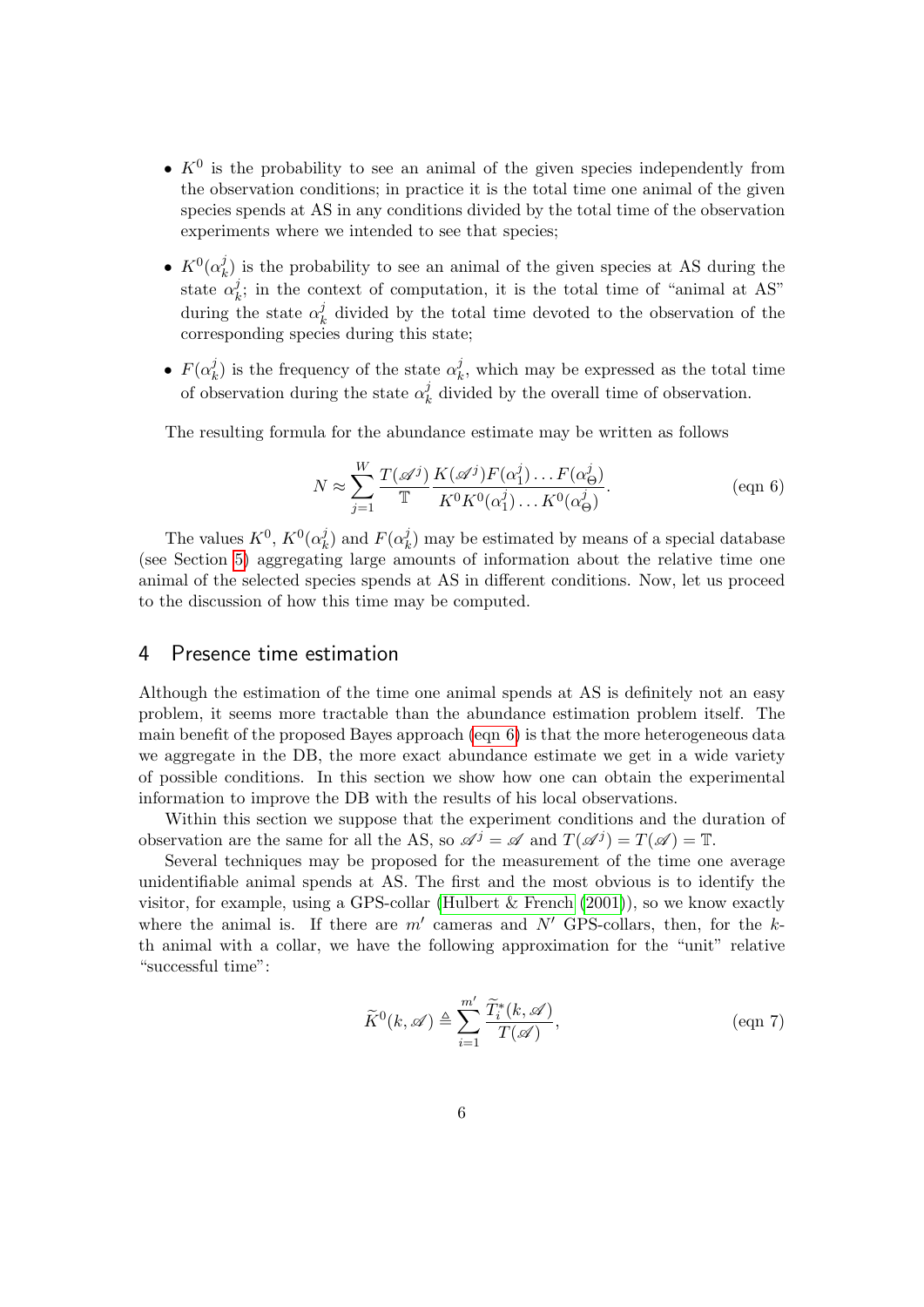- $K^0$ is the probability to see an animal of the given species independently from the observation conditions; in practice it is the total time one animal of the given species spends at AS in any conditions divided by the total time of the observation experiments where we intended to see that species;
- $K^0(\alpha_k^j)$ is the probability to see an animal of the given species at AS during the state $\alpha_k^j$; in the context of computation, it is the total time of "animal at AS" during the state $\alpha_k^j$ divided by the total time devoted to the observation of the corresponding species during this state;
- $F(\alpha_k^j)$ is the frequency of the state $\alpha_k^j$, which may be expressed as the total time of observation during the state $\alpha_k^j$ divided by the overall time of observation.

The resulting formula for the abundance estimate may be written as follows

$$N \approx \sum_{j=1}^{W} \frac{T(\mathscr{A}^j)}{\mathbb{T}} \frac{K(\mathscr{A}^j) F(\alpha_1^j) \dots F(\alpha_\Theta^j)}{K^0 K^0(\alpha_1^j) \dots K^0(\alpha_\Theta^j)}. \qquad \text{(eqn 6)}$$

The values $K^0$, $K^0(\alpha_k^j)$ and $F(\alpha_k^j)$ may be estimated by means of a special database (see Section 5) aggregating large amounts of information about the relative time one animal of the selected species spends at AS in different conditions. Now, let us proceed to the discussion of how this time may be computed.

## 4 Presence time estimation

Although the estimation of the time one animal spends at AS is definitely not an easy problem, it seems more tractable than the abundance estimation problem itself. The main benefit of the proposed Bayes approach (eqn 6) is that the more heterogeneous data we aggregate in the DB, the more exact abundance estimate we get in a wide variety of possible conditions. In this section we show how one can obtain the experimental information to improve the DB with the results of his local observations.

Within this section we suppose that the experiment conditions and the duration of observation are the same for all the AS, so $\mathscr{A}^j = \mathscr{A}$ and $T(\mathscr{A}^j) = T(\mathscr{A}) = \mathbb{T}$.

Several techniques may be proposed for the measurement of the time one average unidentifiable animal spends at AS. The first and the most obvious is to identify the visitor, for example, using a GPS-collar (Hulbert & French (2001)), so we know exactly where the animal is. If there are $m'$ cameras and $N'$ GPS-collars, then, for the $k$-th animal with a collar, we have the following approximation for the "unit" relative "successful time":

$$\widetilde{K}^0(k, \mathscr{A}) \triangleq \sum_{i=1}^{m'} \frac{\widetilde{T}_i^*(k, \mathscr{A})}{T(\mathscr{A})}, \qquad \text{(eqn 7)}$$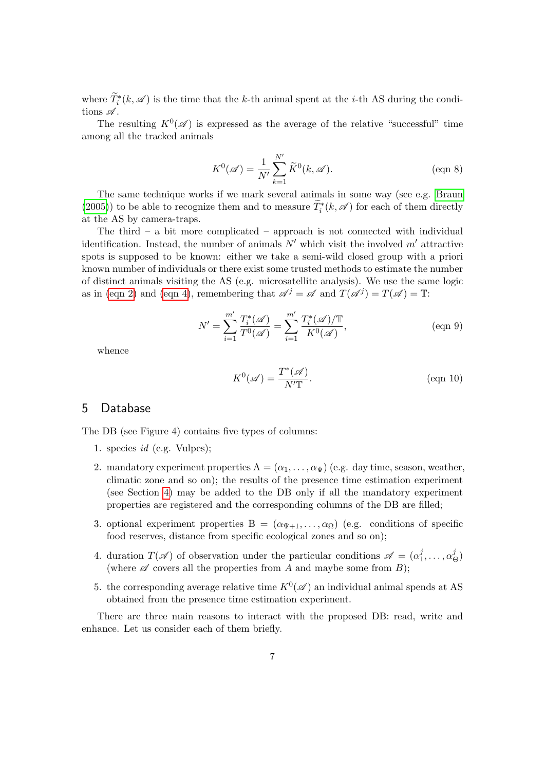where $\widetilde{T}_i^*(k, \mathscr{A})$ is the time that the $k$-th animal spent at the $i$-th AS during the conditions $\mathscr{A}$.

The resulting $K^0(\mathscr{A})$ is expressed as the average of the relative "successful" time among all the tracked animals

$$K^0(\mathscr{A}) = \frac{1}{N'} \sum_{k=1}^{N'} \widetilde{K}^0(k, \mathscr{A}). \qquad \text{(eqn 8)}$$

The same technique works if we mark several animals in some way (see e.g. Braun (2005)) to be able to recognize them and to measure $\widetilde{T}_i^*(k, \mathscr{A})$ for each of them directly at the AS by camera-traps.

The third – a bit more complicated – approach is not connected with individual identification. Instead, the number of animals $N'$ which visit the involved $m'$ attractive spots is supposed to be known: either we take a semi-wild closed group with a priori known number of individuals or there exist some trusted methods to estimate the number of distinct animals visiting the AS (e.g. microsatellite analysis). We use the same logic as in (eqn 2) and (eqn 4), remembering that $\mathscr{A}^j = \mathscr{A}$ and $T(\mathscr{A}^j) = T(\mathscr{A}) = \mathbb{T}$:

$$N' = \sum_{i=1}^{m'} \frac{T_i^*(\mathscr{A})}{T^0(\mathscr{A})} = \sum_{i=1}^{m'} \frac{T_i^*(\mathscr{A})/\mathbb{T}}{K^0(\mathscr{A})}, \qquad \text{(eqn 9)}$$

whence

$$K^0(\mathscr{A}) = \frac{T^*(\mathscr{A})}{N'\mathbb{T}}. \qquad \text{(eqn 10)}$$

## 5 Database

The DB (see Figure 4) contains five types of columns:

1. species *id* (e.g. Vulpes);
2. mandatory experiment properties $\mathrm{A} = (\alpha_1, \ldots, \alpha_\Psi)$ (e.g. day time, season, weather, climatic zone and so on); the results of the presence time estimation experiment (see Section 4) may be added to the DB only if all the mandatory experiment properties are registered and the corresponding columns of the DB are filled;
3. optional experiment properties $\mathrm{B} = (\alpha_{\Psi+1}, \ldots, \alpha_\Omega)$ (e.g. conditions of specific food reserves, distance from specific ecological zones and so on);
4. duration $T(\mathscr{A})$ of observation under the particular conditions $\mathscr{A} = (\alpha_1^j, \ldots, \alpha_\Theta^j)$ (where $\mathscr{A}$ covers all the properties from $A$ and maybe some from $B$);
5. the corresponding average relative time $K^0(\mathscr{A})$ an individual animal spends at AS obtained from the presence time estimation experiment.

There are three main reasons to interact with the proposed DB: read, write and enhance. Let us consider each of them briefly.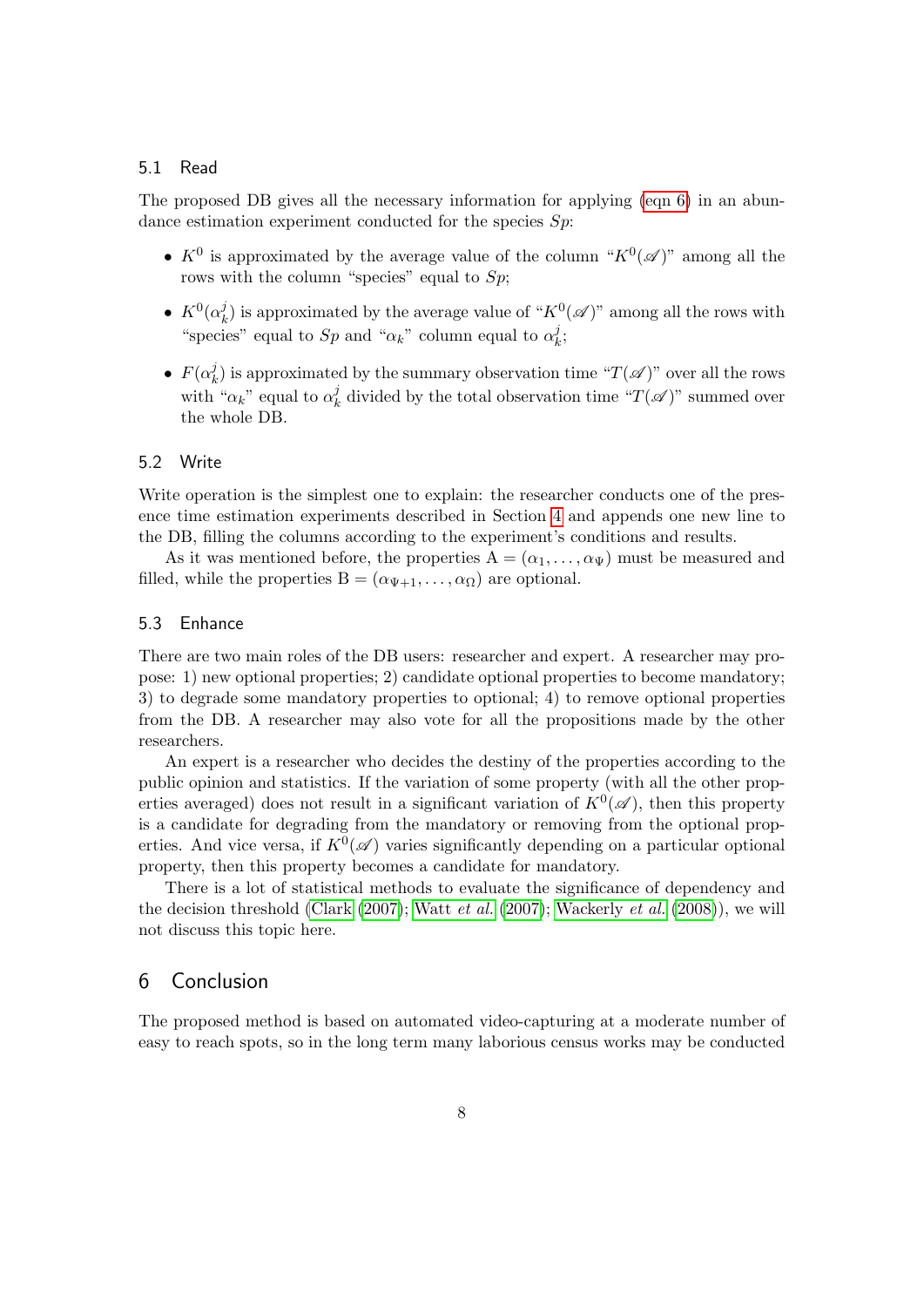### 5.1 Read

The proposed DB gives all the necessary information for applying (eqn 6) in an abundance estimation experiment conducted for the species $Sp$:

- $K^0$ is approximated by the average value of the column "$K^0(\mathscr{A})$" among all the rows with the column "species" equal to $Sp$;
- $K^0(\alpha_k^j)$ is approximated by the average value of "$K^0(\mathscr{A})$" among all the rows with "species" equal to $Sp$ and "$\alpha_k$" column equal to $\alpha_k^j$;
- $F(\alpha_k^j)$ is approximated by the summary observation time "$T(\mathscr{A})$" over all the rows with "$\alpha_k$" equal to $\alpha_k^j$ divided by the total observation time "$T(\mathscr{A})$" summed over the whole DB.

### 5.2 Write

Write operation is the simplest one to explain: the researcher conducts one of the presence time estimation experiments described in Section 4 and appends one new line to the DB, filling the columns according to the experiment's conditions and results.

As it was mentioned before, the properties $\mathrm{A} = (\alpha_1, \ldots, \alpha_\Psi)$ must be measured and filled, while the properties $\mathrm{B} = (\alpha_{\Psi+1}, \ldots, \alpha_\Omega)$ are optional.

### 5.3 Enhance

There are two main roles of the DB users: researcher and expert. A researcher may propose: 1) new optional properties; 2) candidate optional properties to become mandatory; 3) to degrade some mandatory properties to optional; 4) to remove optional properties from the DB. A researcher may also vote for all the propositions made by the other researchers.

An expert is a researcher who decides the destiny of the properties according to the public opinion and statistics. If the variation of some property (with all the other properties averaged) does not result in a significant variation of $K^0(\mathscr{A})$, then this property is a candidate for degrading from the mandatory or removing from the optional properties. And vice versa, if $K^0(\mathscr{A})$ varies significantly depending on a particular optional property, then this property becomes a candidate for mandatory.

There is a lot of statistical methods to evaluate the significance of dependency and the decision threshold (Clark (2007); Watt *et al.* (2007); Wackerly *et al.* (2008)), we will not discuss this topic here.

## 6 Conclusion

The proposed method is based on automated video-capturing at a moderate number of easy to reach spots, so in the long term many laborious census works may be conducted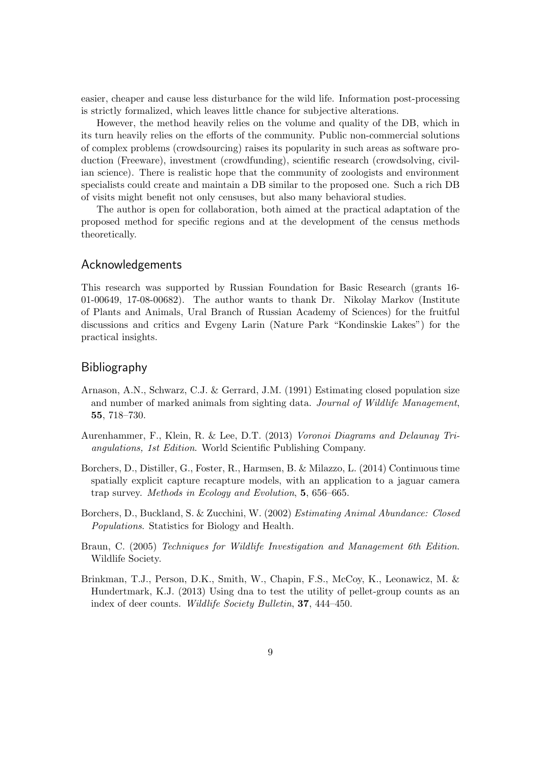easier, cheaper and cause less disturbance for the wild life. Information post-processing is strictly formalized, which leaves little chance for subjective alterations.

However, the method heavily relies on the volume and quality of the DB, which in its turn heavily relies on the efforts of the community. Public non-commercial solutions of complex problems (crowdsourcing) raises its popularity in such areas as software production (Freeware), investment (crowdfunding), scientific research (crowdsolving, civilian science). There is realistic hope that the community of zoologists and environment specialists could create and maintain a DB similar to the proposed one. Such a rich DB of visits might benefit not only censuses, but also many behavioral studies.

The author is open for collaboration, both aimed at the practical adaptation of the proposed method for specific regions and at the development of the census methods theoretically.

## Acknowledgements

This research was supported by Russian Foundation for Basic Research (grants 16-01-00649, 17-08-00682). The author wants to thank Dr. Nikolay Markov (Institute of Plants and Animals, Ural Branch of Russian Academy of Sciences) for the fruitful discussions and critics and Evgeny Larin (Nature Park "Kondinskie Lakes") for the practical insights.

## Bibliography

Arnason, A.N., Schwarz, C.J. & Gerrard, J.M. (1991) Estimating closed population size and number of marked animals from sighting data. *Journal of Wildlife Management*, **55**, 718–730.

Aurenhammer, F., Klein, R. & Lee, D.T. (2013) *Voronoi Diagrams and Delaunay Triangulations, 1st Edition*. World Scientific Publishing Company.

Borchers, D., Distiller, G., Foster, R., Harmsen, B. & Milazzo, L. (2014) Continuous time spatially explicit capture recapture models, with an application to a jaguar camera trap survey. *Methods in Ecology and Evolution*, **5**, 656–665.

Borchers, D., Buckland, S. & Zucchini, W. (2002) *Estimating Animal Abundance: Closed Populations*. Statistics for Biology and Health.

Braun, C. (2005) *Techniques for Wildlife Investigation and Management 6th Edition*. Wildlife Society.

Brinkman, T.J., Person, D.K., Smith, W., Chapin, F.S., McCoy, K., Leonawicz, M. & Hundertmark, K.J. (2013) Using dna to test the utility of pellet-group counts as an index of deer counts. *Wildlife Society Bulletin*, **37**, 444–450.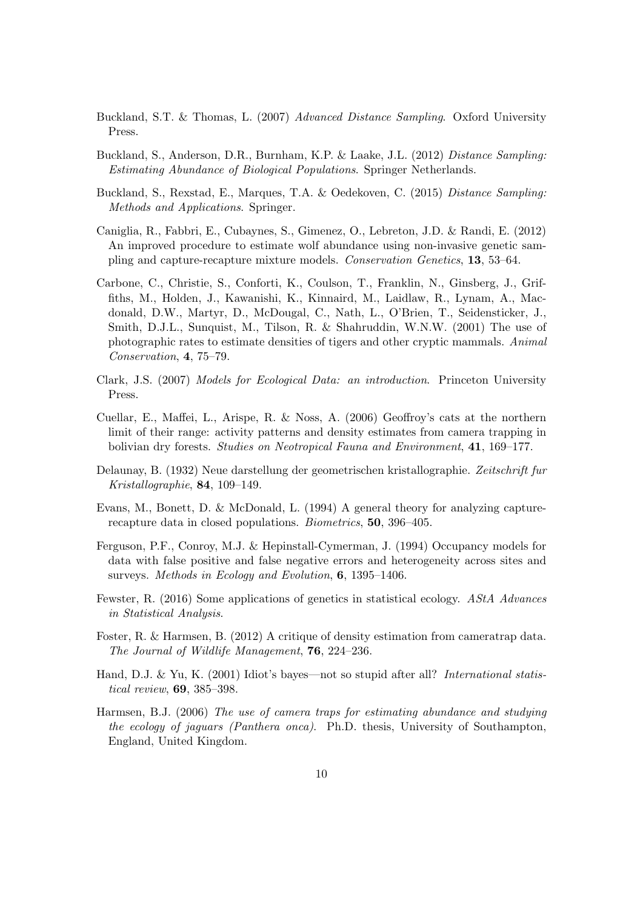Buckland, S.T. & Thomas, L. (2007) *Advanced Distance Sampling*. Oxford University Press.

Buckland, S., Anderson, D.R., Burnham, K.P. & Laake, J.L. (2012) *Distance Sampling: Estimating Abundance of Biological Populations*. Springer Netherlands.

Buckland, S., Rexstad, E., Marques, T.A. & Oedekoven, C. (2015) *Distance Sampling: Methods and Applications*. Springer.

Caniglia, R., Fabbri, E., Cubaynes, S., Gimenez, O., Lebreton, J.D. & Randi, E. (2012) An improved procedure to estimate wolf abundance using non-invasive genetic sampling and capture-recapture mixture models. *Conservation Genetics*, **13**, 53–64.

Carbone, C., Christie, S., Conforti, K., Coulson, T., Franklin, N., Ginsberg, J., Griffiths, M., Holden, J., Kawanishi, K., Kinnaird, M., Laidlaw, R., Lynam, A., Macdonald, D.W., Martyr, D., McDougal, C., Nath, L., O'Brien, T., Seidensticker, J., Smith, D.J.L., Sunquist, M., Tilson, R. & Shahruddin, W.N.W. (2001) The use of photographic rates to estimate densities of tigers and other cryptic mammals. *Animal Conservation*, **4**, 75–79.

Clark, J.S. (2007) *Models for Ecological Data: an introduction*. Princeton University Press.

Cuellar, E., Maffei, L., Arispe, R. & Noss, A. (2006) Geoffroy's cats at the northern limit of their range: activity patterns and density estimates from camera trapping in bolivian dry forests. *Studies on Neotropical Fauna and Environment*, **41**, 169–177.

Delaunay, B. (1932) Neue darstellung der geometrischen kristallographie. *Zeitschrift fur Kristallographie*, **84**, 109–149.

Evans, M., Bonett, D. & McDonald, L. (1994) A general theory for analyzing capture-recapture data in closed populations. *Biometrics*, **50**, 396–405.

Ferguson, P.F., Conroy, M.J. & Hepinstall-Cymerman, J. (1994) Occupancy models for data with false positive and false negative errors and heterogeneity across sites and surveys. *Methods in Ecology and Evolution*, **6**, 1395–1406.

Fewster, R. (2016) Some applications of genetics in statistical ecology. *AStA Advances in Statistical Analysis*.

Foster, R. & Harmsen, B. (2012) A critique of density estimation from cameratrap data. *The Journal of Wildlife Management*, **76**, 224–236.

Hand, D.J. & Yu, K. (2001) Idiot's bayes—not so stupid after all? *International statistical review*, **69**, 385–398.

Harmsen, B.J. (2006) *The use of camera traps for estimating abundance and studying the ecology of jaguars (Panthera onca)*. Ph.D. thesis, University of Southampton, England, United Kingdom.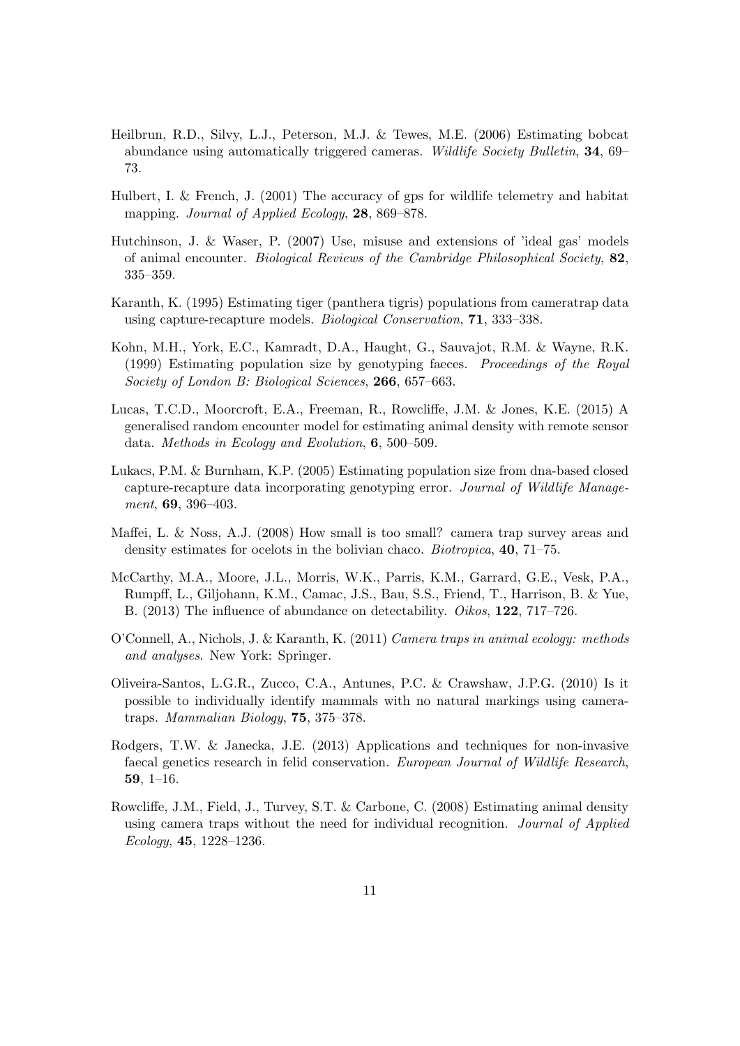Heilbrun, R.D., Silvy, L.J., Peterson, M.J. & Tewes, M.E. (2006) Estimating bobcat abundance using automatically triggered cameras. *Wildlife Society Bulletin*, **34**, 69–73.

Hulbert, I. & French, J. (2001) The accuracy of gps for wildlife telemetry and habitat mapping. *Journal of Applied Ecology*, **28**, 869–878.

Hutchinson, J. & Waser, P. (2007) Use, misuse and extensions of 'ideal gas' models of animal encounter. *Biological Reviews of the Cambridge Philosophical Society*, **82**, 335–359.

Karanth, K. (1995) Estimating tiger (panthera tigris) populations from cameratrap data using capture-recapture models. *Biological Conservation*, **71**, 333–338.

Kohn, M.H., York, E.C., Kamradt, D.A., Haught, G., Sauvajot, R.M. & Wayne, R.K. (1999) Estimating population size by genotyping faeces. *Proceedings of the Royal Society of London B: Biological Sciences*, **266**, 657–663.

Lucas, T.C.D., Moorcroft, E.A., Freeman, R., Rowcliffe, J.M. & Jones, K.E. (2015) A generalised random encounter model for estimating animal density with remote sensor data. *Methods in Ecology and Evolution*, **6**, 500–509.

Lukacs, P.M. & Burnham, K.P. (2005) Estimating population size from dna-based closed capture-recapture data incorporating genotyping error. *Journal of Wildlife Management*, **69**, 396–403.

Maffei, L. & Noss, A.J. (2008) How small is too small? camera trap survey areas and density estimates for ocelots in the bolivian chaco. *Biotropica*, **40**, 71–75.

McCarthy, M.A., Moore, J.L., Morris, W.K., Parris, K.M., Garrard, G.E., Vesk, P.A., Rumpff, L., Giljohann, K.M., Camac, J.S., Bau, S.S., Friend, T., Harrison, B. & Yue, B. (2013) The influence of abundance on detectability. *Oikos*, **122**, 717–726.

O'Connell, A., Nichols, J. & Karanth, K. (2011) *Camera traps in animal ecology: methods and analyses*. New York: Springer.

Oliveira-Santos, L.G.R., Zucco, C.A., Antunes, P.C. & Crawshaw, J.P.G. (2010) Is it possible to individually identify mammals with no natural markings using camera-traps. *Mammalian Biology*, **75**, 375–378.

Rodgers, T.W. & Janecka, J.E. (2013) Applications and techniques for non-invasive faecal genetics research in felid conservation. *European Journal of Wildlife Research*, **59**, 1–16.

Rowcliffe, J.M., Field, J., Turvey, S.T. & Carbone, C. (2008) Estimating animal density using camera traps without the need for individual recognition. *Journal of Applied Ecology*, **45**, 1228–1236.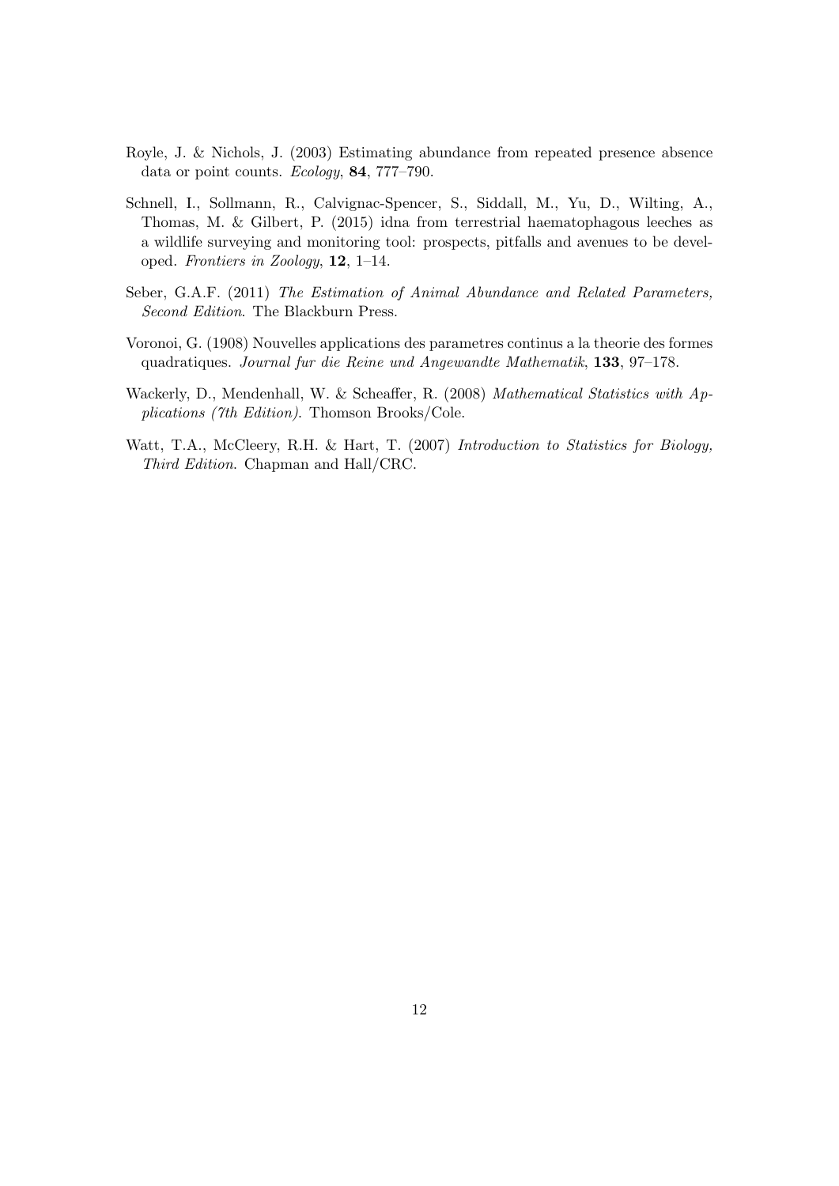Royle, J. & Nichols, J. (2003) Estimating abundance from repeated presence absence data or point counts. *Ecology*, **84**, 777–790.

Schnell, I., Sollmann, R., Calvignac-Spencer, S., Siddall, M., Yu, D., Wilting, A., Thomas, M. & Gilbert, P. (2015) idna from terrestrial haematophagous leeches as a wildlife surveying and monitoring tool: prospects, pitfalls and avenues to be developed. *Frontiers in Zoology*, **12**, 1–14.

Seber, G.A.F. (2011) *The Estimation of Animal Abundance and Related Parameters, Second Edition*. The Blackburn Press.

Voronoi, G. (1908) Nouvelles applications des parametres continus a la theorie des formes quadratiques. *Journal fur die Reine und Angewandte Mathematik*, **133**, 97–178.

Wackerly, D., Mendenhall, W. & Scheaffer, R. (2008) *Mathematical Statistics with Applications (7th Edition)*. Thomson Brooks/Cole.

Watt, T.A., McCleery, R.H. & Hart, T. (2007) *Introduction to Statistics for Biology, Third Edition*. Chapman and Hall/CRC.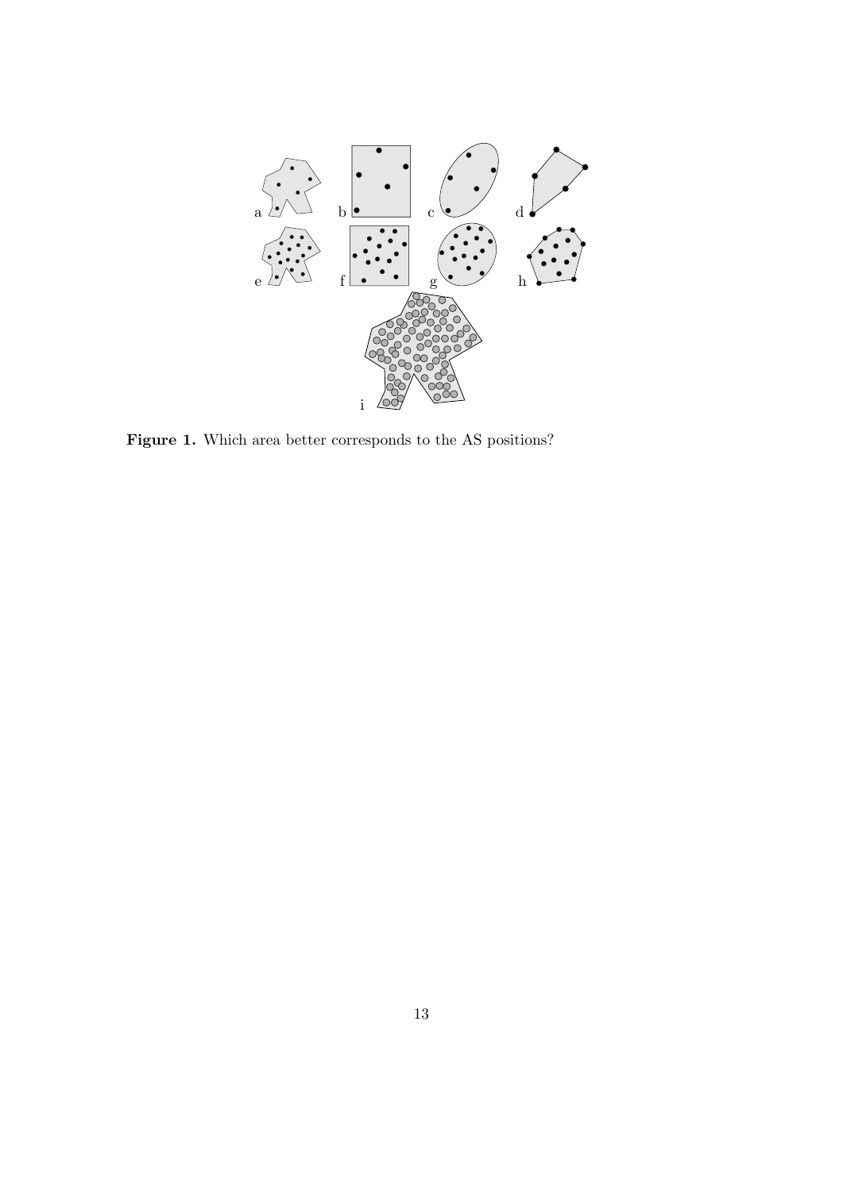**Figure 1.** Which area better corresponds to the AS positions?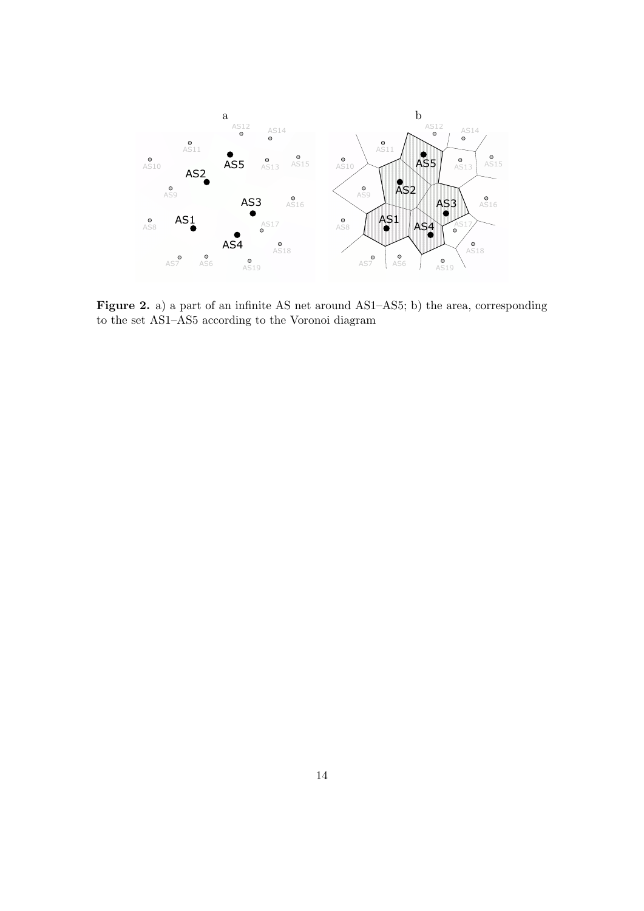**Figure 2.** a) a part of an infinite AS net around AS1–AS5; b) the area, corresponding to the set AS1–AS5 according to the Voronoi diagram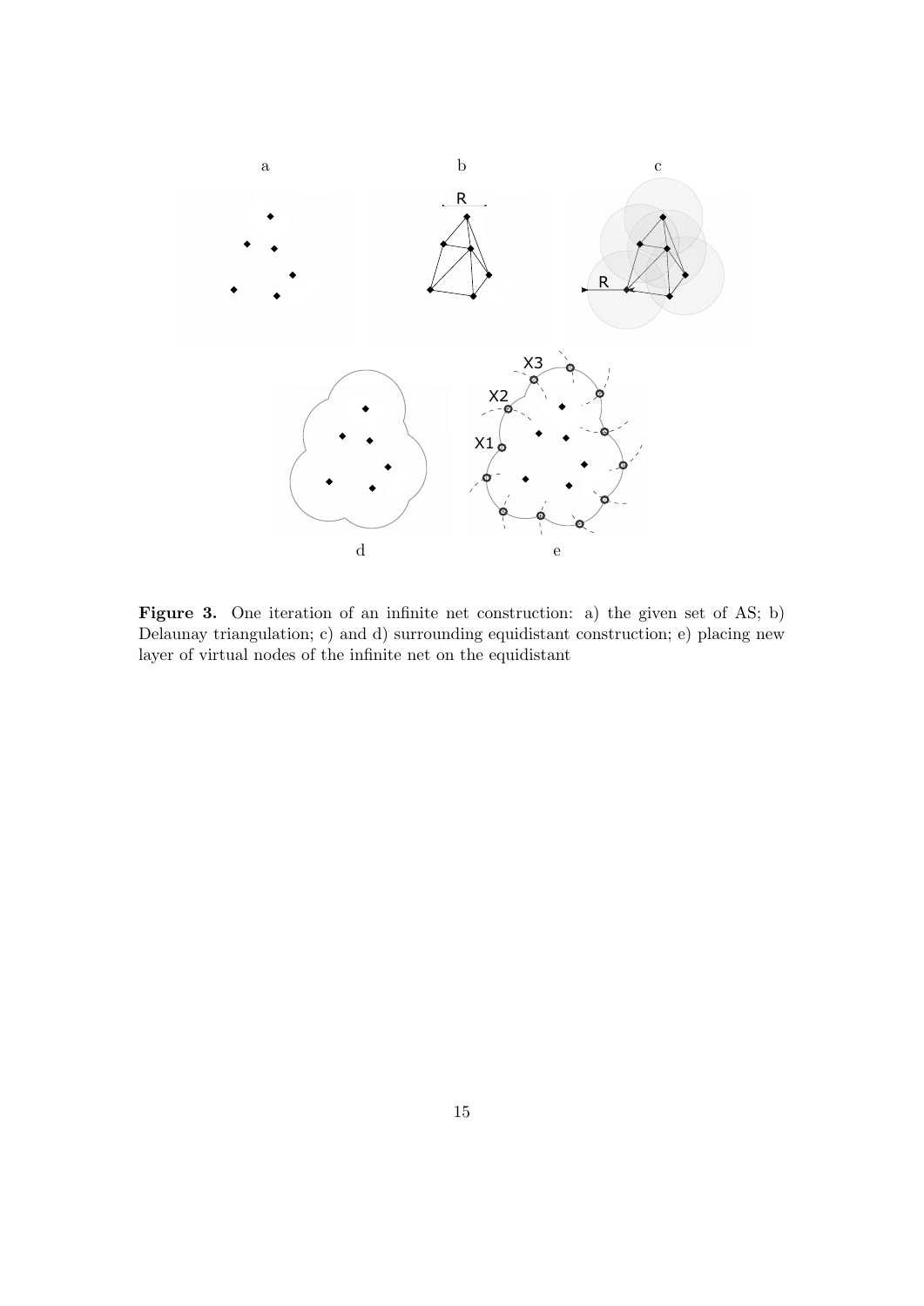**Figure 3.** One iteration of an infinite net construction: a) the given set of AS; b) Delaunay triangulation; c) and d) surrounding equidistant construction; e) placing new layer of virtual nodes of the infinite net on the equidistant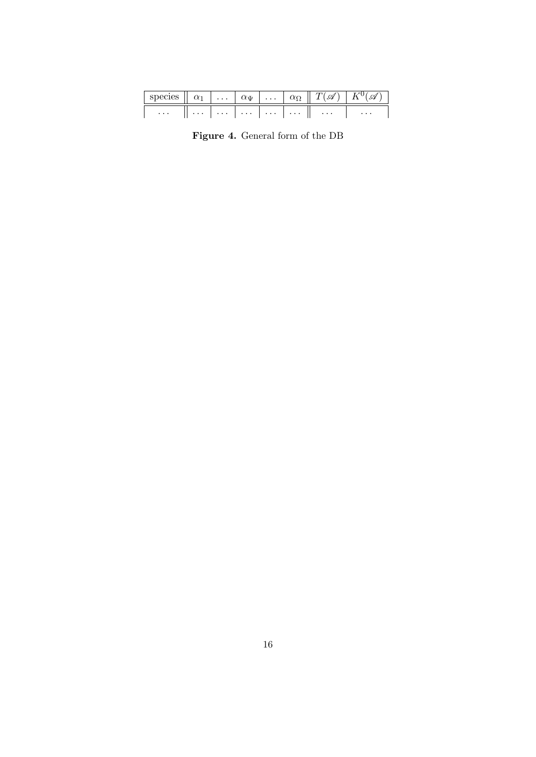| species | $\alpha_1$ | ... | $\alpha_\Psi$ | ... | $\alpha_\Omega$ | $T(\mathscr{A})$ | $K^0(\mathscr{A})$ |
|---|---|---|---|---|---|---|---|
| ... | ... | ... | ... | ... | ... | ... | ... |

**Figure 4.** General form of the DB